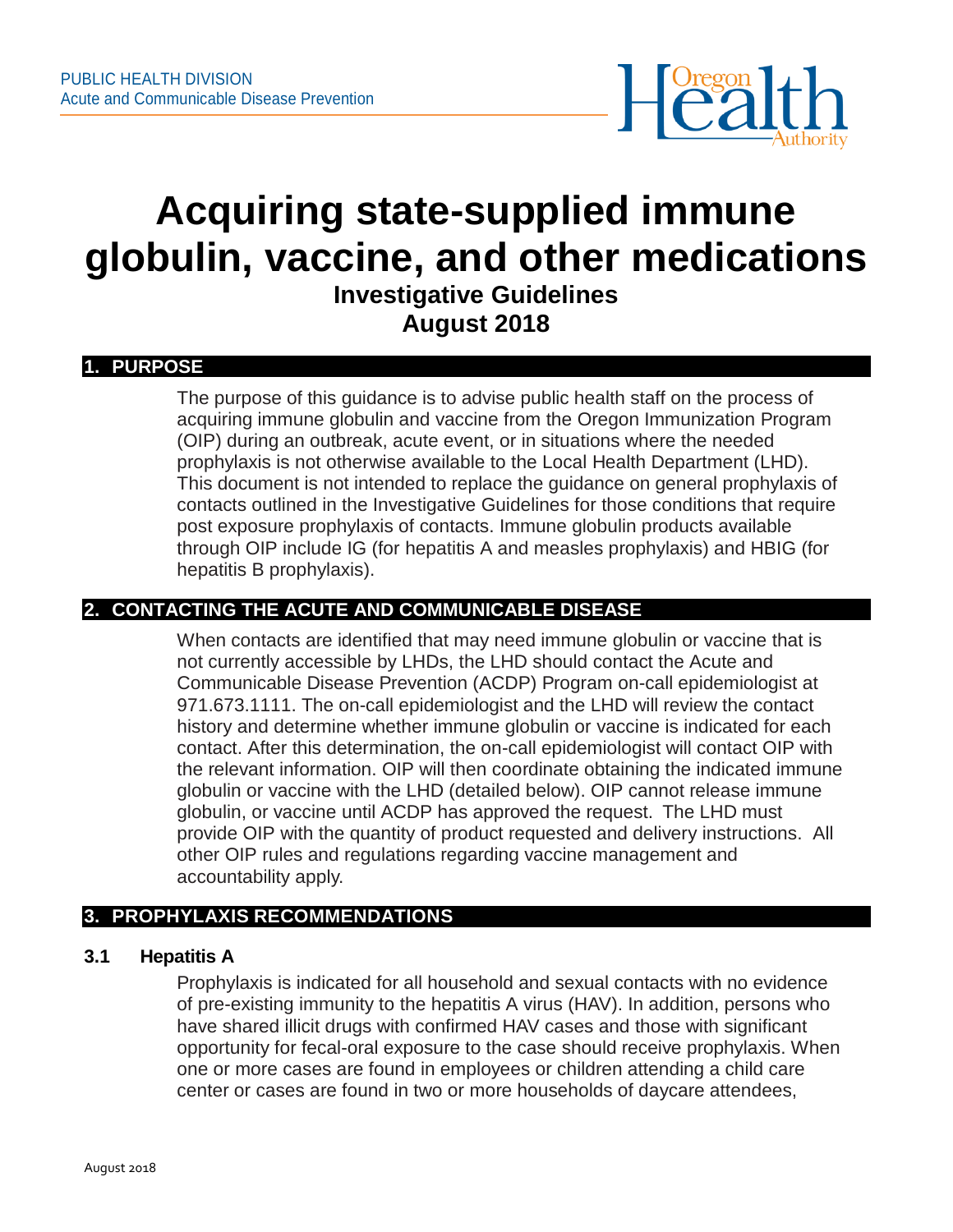PUBLIC HEALTH DIVISION
Acute and Communicable Disease Prevention

# Acquiring state-supplied immune globulin, vaccine, and other medications

**Investigative Guidelines**
**August 2018**

## 1. PURPOSE

The purpose of this guidance is to advise public health staff on the process of acquiring immune globulin and vaccine from the Oregon Immunization Program (OIP) during an outbreak, acute event, or in situations where the needed prophylaxis is not otherwise available to the Local Health Department (LHD). This document is not intended to replace the guidance on general prophylaxis of contacts outlined in the Investigative Guidelines for those conditions that require post exposure prophylaxis of contacts. Immune globulin products available through OIP include IG (for hepatitis A and measles prophylaxis) and HBIG (for hepatitis B prophylaxis).

## 2. CONTACTING THE ACUTE AND COMMUNICABLE DISEASE

When contacts are identified that may need immune globulin or vaccine that is not currently accessible by LHDs, the LHD should contact the Acute and Communicable Disease Prevention (ACDP) Program on-call epidemiologist at 971.673.1111. The on-call epidemiologist and the LHD will review the contact history and determine whether immune globulin or vaccine is indicated for each contact. After this determination, the on-call epidemiologist will contact OIP with the relevant information. OIP will then coordinate obtaining the indicated immune globulin or vaccine with the LHD (detailed below). OIP cannot release immune globulin, or vaccine until ACDP has approved the request. The LHD must provide OIP with the quantity of product requested and delivery instructions. All other OIP rules and regulations regarding vaccine management and accountability apply.

## 3. PROPHYLAXIS RECOMMENDATIONS

### 3.1 Hepatitis A

Prophylaxis is indicated for all household and sexual contacts with no evidence of pre-existing immunity to the hepatitis A virus (HAV). In addition, persons who have shared illicit drugs with confirmed HAV cases and those with significant opportunity for fecal-oral exposure to the case should receive prophylaxis. When one or more cases are found in employees or children attending a child care center or cases are found in two or more households of daycare attendees,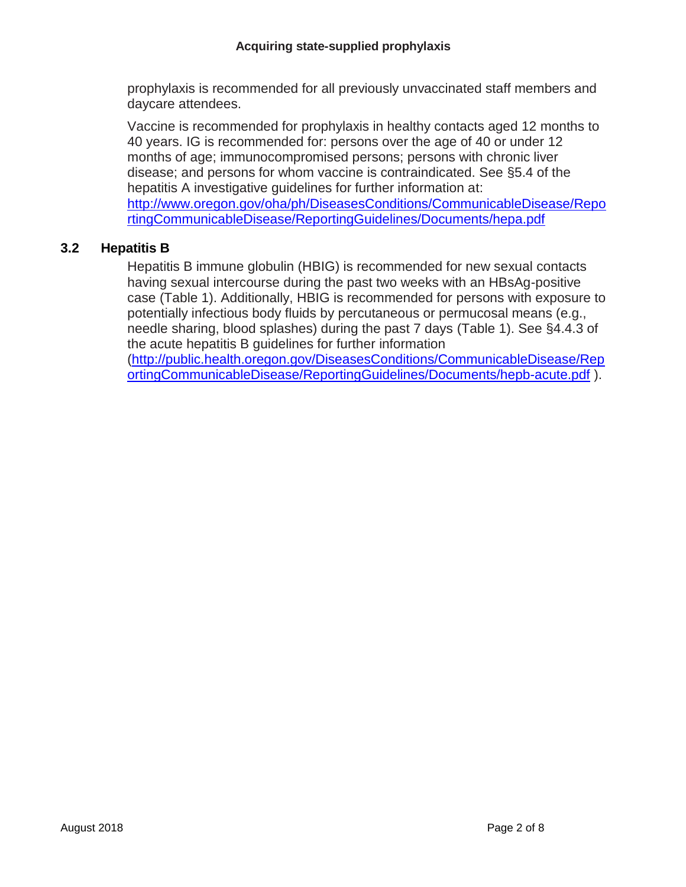prophylaxis is recommended for all previously unvaccinated staff members and daycare attendees.

Vaccine is recommended for prophylaxis in healthy contacts aged 12 months to 40 years. IG is recommended for: persons over the age of 40 or under 12 months of age; immunocompromised persons; persons with chronic liver disease; and persons for whom vaccine is contraindicated. See §5.4 of the hepatitis A investigative guidelines for further information at: http://www.oregon.gov/oha/ph/DiseasesConditions/CommunicableDisease/ReportingCommunicableDisease/ReportingGuidelines/Documents/hepa.pdf

## 3.2 Hepatitis B

Hepatitis B immune globulin (HBIG) is recommended for new sexual contacts having sexual intercourse during the past two weeks with an HBsAg-positive case (Table 1). Additionally, HBIG is recommended for persons with exposure to potentially infectious body fluids by percutaneous or permucosal means (e.g., needle sharing, blood splashes) during the past 7 days (Table 1). See §4.4.3 of the acute hepatitis B guidelines for further information (http://public.health.oregon.gov/DiseasesConditions/CommunicableDisease/ReportingCommunicableDisease/ReportingGuidelines/Documents/hepb-acute.pdf ).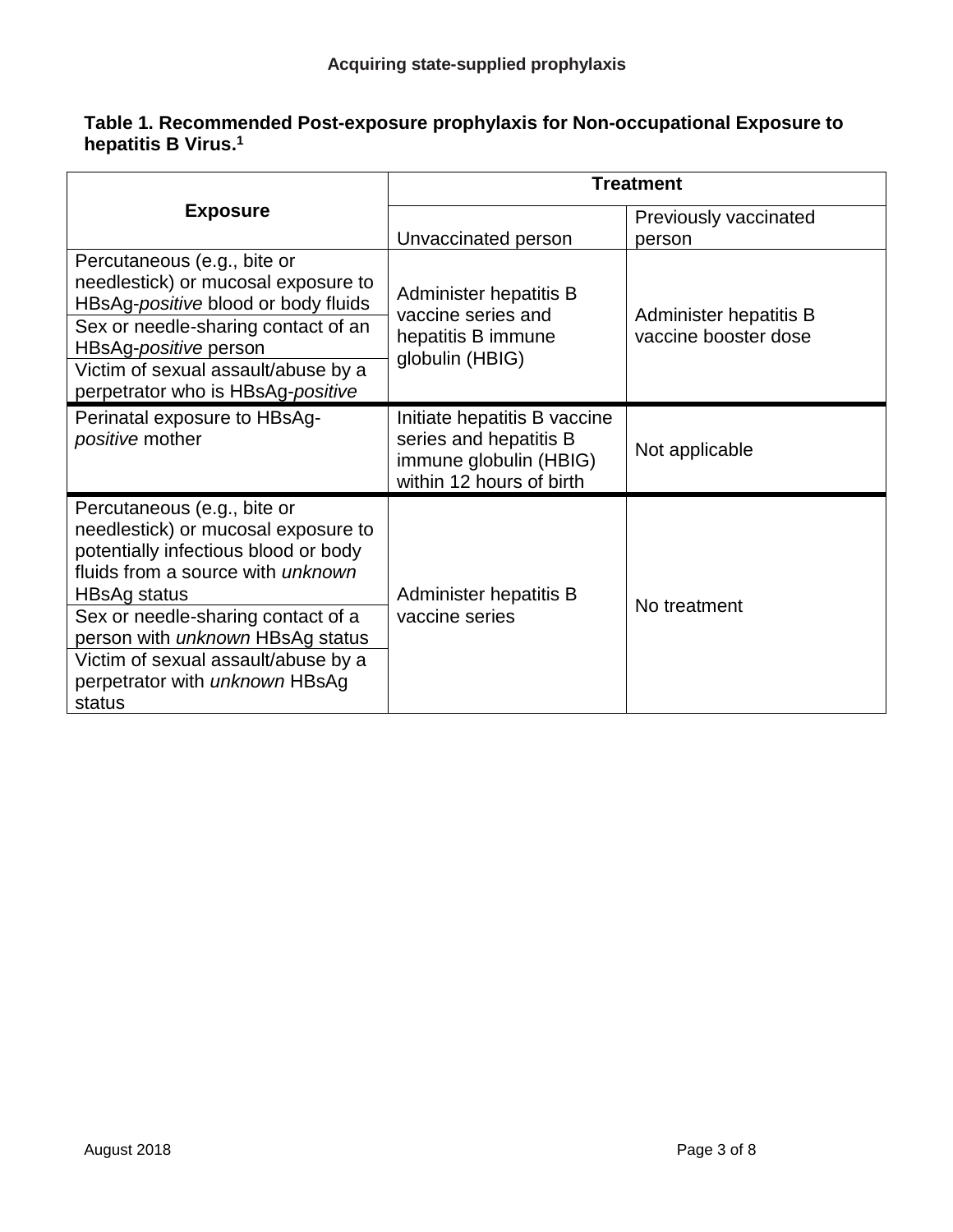**Acquiring state-supplied prophylaxis**

**Table 1. Recommended Post-exposure prophylaxis for Non-occupational Exposure to hepatitis B Virus.[1]**

| Exposure | Treatment | |
|---|---|---|
| | Unvaccinated person | Previously vaccinated person |
| Percutaneous (e.g., bite or needlestick) or mucosal exposure to HBsAg-*positive* blood or body fluids | Administer hepatitis B vaccine series and hepatitis B immune globulin (HBIG) | Administer hepatitis B vaccine booster dose |
| Sex or needle-sharing contact of an HBsAg-*positive* person | | |
| Victim of sexual assault/abuse by a perpetrator who is HBsAg-*positive* | | |
| Perinatal exposure to HBsAg-*positive* mother | Initiate hepatitis B vaccine series and hepatitis B immune globulin (HBIG) within 12 hours of birth | Not applicable |
| Percutaneous (e.g., bite or needlestick) or mucosal exposure to potentially infectious blood or body fluids from a source with *unknown* HBsAg status | Administer hepatitis B vaccine series | No treatment |
| Sex or needle-sharing contact of a person with *unknown* HBsAg status | | |
| Victim of sexual assault/abuse by a perpetrator with *unknown* HBsAg status | | |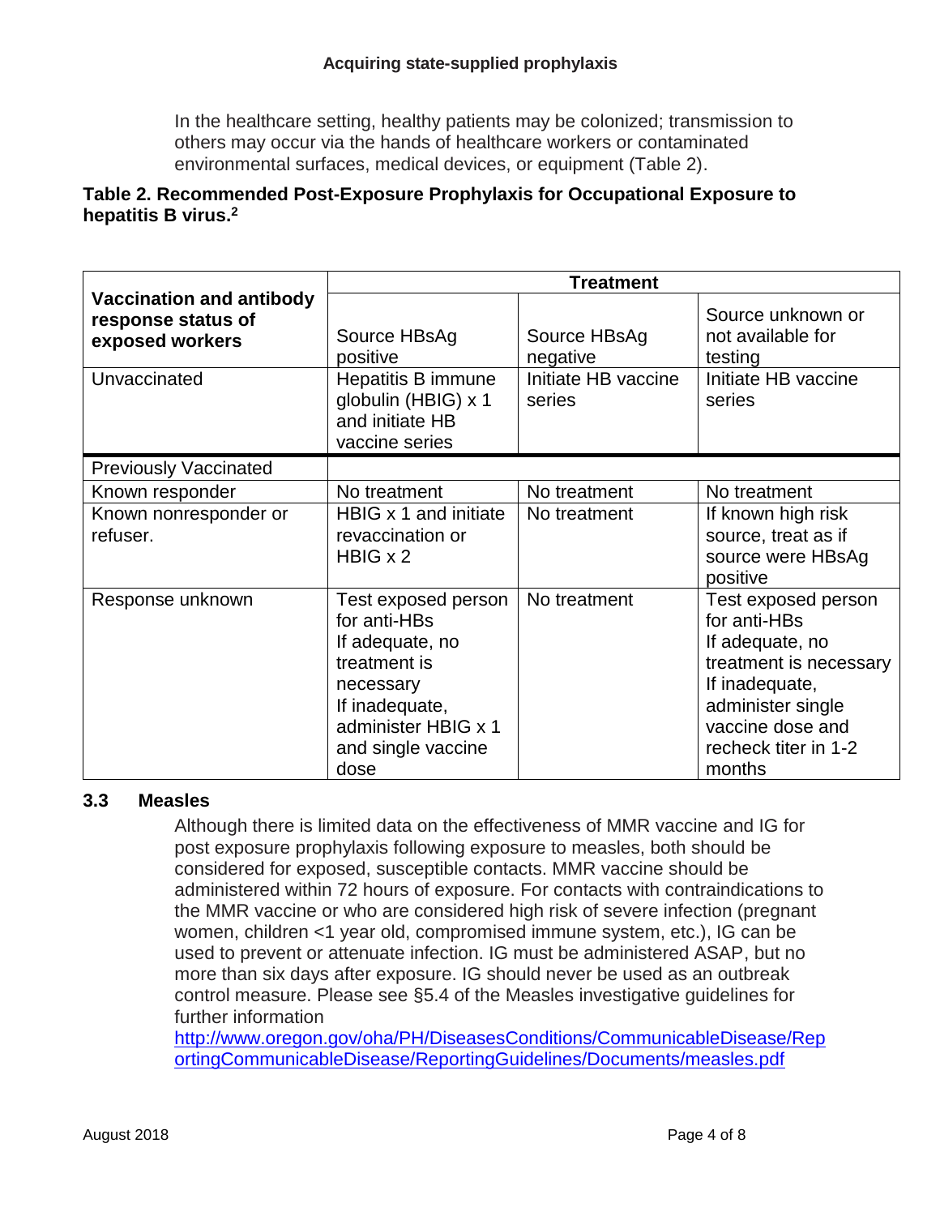In the healthcare setting, healthy patients may be colonized; transmission to others may occur via the hands of healthcare workers or contaminated environmental surfaces, medical devices, or equipment (Table 2).

**Table 2. Recommended Post-Exposure Prophylaxis for Occupational Exposure to hepatitis B virus.[2]**

| Vaccination and antibody response status of exposed workers | Treatment | | |
|---|---|---|---|
| | Source HBsAg positive | Source HBsAg negative | Source unknown or not available for testing |
| Unvaccinated | Hepatitis B immune globulin (HBIG) x 1 and initiate HB vaccine series | Initiate HB vaccine series | Initiate HB vaccine series |
| Previously Vaccinated | | | |
| Known responder | No treatment | No treatment | No treatment |
| Known nonresponder or refuser. | HBIG x 1 and initiate revaccination or HBIG x 2 | No treatment | If known high risk source, treat as if source were HBsAg positive |
| Response unknown | Test exposed person for anti-HBs If adequate, no treatment is necessary If inadequate, administer HBIG x 1 and single vaccine dose | No treatment | Test exposed person for anti-HBs If adequate, no treatment is necessary If inadequate, administer single vaccine dose and recheck titer in 1-2 months |

### 3.3 Measles

Although there is limited data on the effectiveness of MMR vaccine and IG for post exposure prophylaxis following exposure to measles, both should be considered for exposed, susceptible contacts. MMR vaccine should be administered within 72 hours of exposure. For contacts with contraindications to the MMR vaccine or who are considered high risk of severe infection (pregnant women, children <1 year old, compromised immune system, etc.), IG can be used to prevent or attenuate infection. IG must be administered ASAP, but no more than six days after exposure. IG should never be used as an outbreak control measure. Please see §5.4 of the Measles investigative guidelines for further information [http://www.oregon.gov/oha/PH/DiseasesConditions/CommunicableDisease/ReportingCommunicableDisease/ReportingGuidelines/Documents/measles.pdf](http://www.oregon.gov/oha/PH/DiseasesConditions/CommunicableDisease/ReportingCommunicableDisease/ReportingGuidelines/Documents/measles.pdf)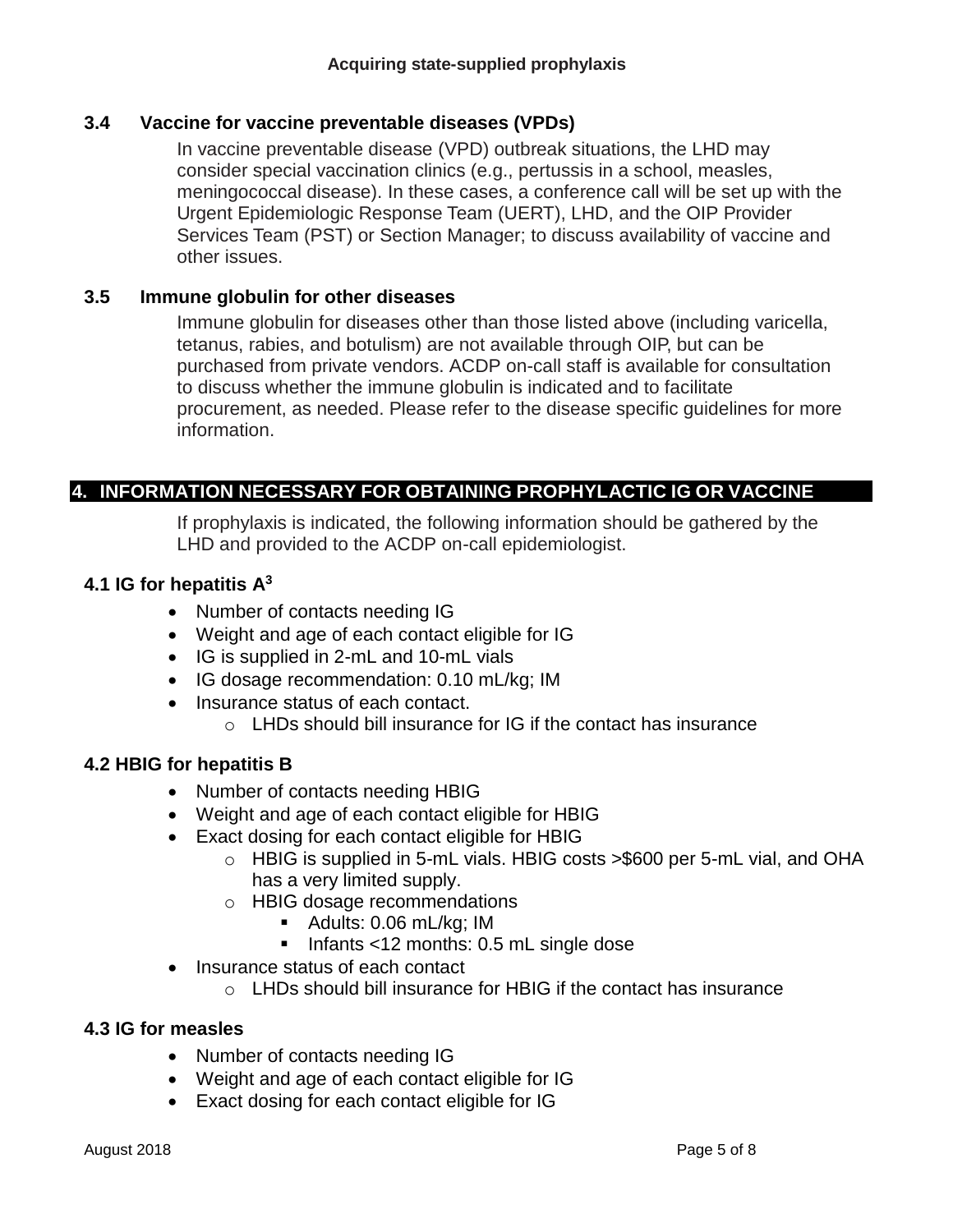### 3.4 Vaccine for vaccine preventable diseases (VPDs)

In vaccine preventable disease (VPD) outbreak situations, the LHD may consider special vaccination clinics (e.g., pertussis in a school, measles, meningococcal disease). In these cases, a conference call will be set up with the Urgent Epidemiologic Response Team (UERT), LHD, and the OIP Provider Services Team (PST) or Section Manager; to discuss availability of vaccine and other issues.

### 3.5 Immune globulin for other diseases

Immune globulin for diseases other than those listed above (including varicella, tetanus, rabies, and botulism) are not available through OIP, but can be purchased from private vendors. ACDP on-call staff is available for consultation to discuss whether the immune globulin is indicated and to facilitate procurement, as needed. Please refer to the disease specific guidelines for more information.

## 4. INFORMATION NECESSARY FOR OBTAINING PROPHYLACTIC IG OR VACCINE

If prophylaxis is indicated, the following information should be gathered by the LHD and provided to the ACDP on-call epidemiologist.

### 4.1 IG for hepatitis A[3]

- Number of contacts needing IG
- Weight and age of each contact eligible for IG
- IG is supplied in 2-mL and 10-mL vials
- IG dosage recommendation: 0.10 mL/kg; IM
- Insurance status of each contact.
  - LHDs should bill insurance for IG if the contact has insurance

### 4.2 HBIG for hepatitis B

- Number of contacts needing HBIG
- Weight and age of each contact eligible for HBIG
- Exact dosing for each contact eligible for HBIG
  - HBIG is supplied in 5-mL vials. HBIG costs >$600 per 5-mL vial, and OHA has a very limited supply.
  - HBIG dosage recommendations
    - Adults: 0.06 mL/kg; IM
    - Infants <12 months: 0.5 mL single dose
- Insurance status of each contact
  - LHDs should bill insurance for HBIG if the contact has insurance

### 4.3 IG for measles

- Number of contacts needing IG
- Weight and age of each contact eligible for IG
- Exact dosing for each contact eligible for IG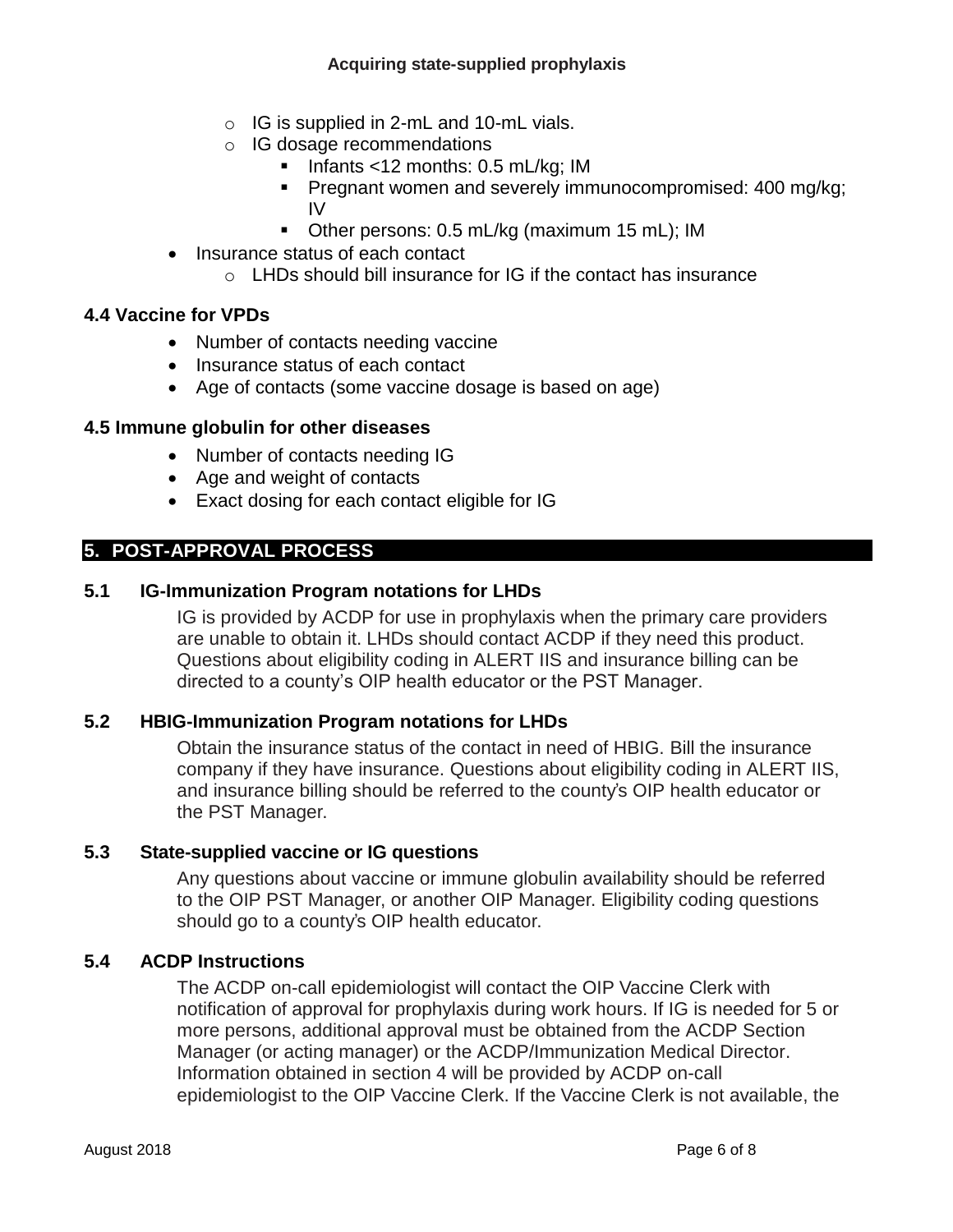- IG is supplied in 2-mL and 10-mL vials.
  - IG dosage recommendations
    - Infants <12 months: 0.5 mL/kg; IM
    - Pregnant women and severely immunocompromised: 400 mg/kg; IV
    - Other persons: 0.5 mL/kg (maximum 15 mL); IM
- Insurance status of each contact
  - LHDs should bill insurance for IG if the contact has insurance

### 4.4 Vaccine for VPDs

- Number of contacts needing vaccine
- Insurance status of each contact
- Age of contacts (some vaccine dosage is based on age)

### 4.5 Immune globulin for other diseases

- Number of contacts needing IG
- Age and weight of contacts
- Exact dosing for each contact eligible for IG

## 5. POST-APPROVAL PROCESS

### 5.1 IG-Immunization Program notations for LHDs

IG is provided by ACDP for use in prophylaxis when the primary care providers are unable to obtain it. LHDs should contact ACDP if they need this product. Questions about eligibility coding in ALERT IIS and insurance billing can be directed to a county's OIP health educator or the PST Manager.

### 5.2 HBIG-Immunization Program notations for LHDs

Obtain the insurance status of the contact in need of HBIG. Bill the insurance company if they have insurance. Questions about eligibility coding in ALERT IIS, and insurance billing should be referred to the county's OIP health educator or the PST Manager.

### 5.3 State-supplied vaccine or IG questions

Any questions about vaccine or immune globulin availability should be referred to the OIP PST Manager, or another OIP Manager. Eligibility coding questions should go to a county's OIP health educator.

### 5.4 ACDP Instructions

The ACDP on-call epidemiologist will contact the OIP Vaccine Clerk with notification of approval for prophylaxis during work hours. If IG is needed for 5 or more persons, additional approval must be obtained from the ACDP Section Manager (or acting manager) or the ACDP/Immunization Medical Director. Information obtained in section 4 will be provided by ACDP on-call epidemiologist to the OIP Vaccine Clerk. If the Vaccine Clerk is not available, the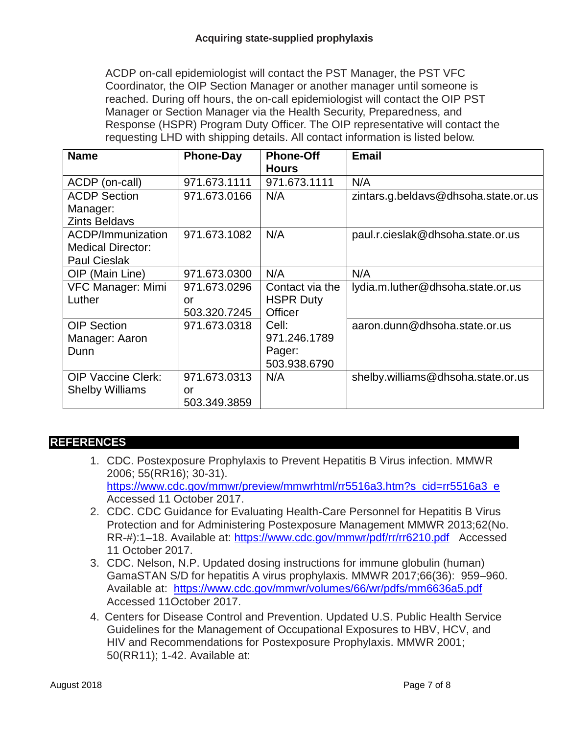**Acquiring state-supplied prophylaxis**

ACDP on-call epidemiologist will contact the PST Manager, the PST VFC Coordinator, the OIP Section Manager or another manager until someone is reached. During off hours, the on-call epidemiologist will contact the OIP PST Manager or Section Manager via the Health Security, Preparedness, and Response (HSPR) Program Duty Officer. The OIP representative will contact the requesting LHD with shipping details. All contact information is listed below.

| Name | Phone-Day | Phone-Off Hours | Email |
|---|---|---|---|
| ACDP (on-call) | 971.673.1111 | 971.673.1111 | N/A |
| ACDP Section Manager: Zints Beldavs | 971.673.0166 | N/A | zintars.g.beldavs@dhsoha.state.or.us |
| ACDP/Immunization Medical Director: Paul Cieslak | 971.673.1082 | N/A | paul.r.cieslak@dhsoha.state.or.us |
| OIP (Main Line) | 971.673.0300 | N/A | N/A |
| VFC Manager: Mimi Luther | 971.673.0296 or 503.320.7245 | Contact via the HSPR Duty Officer Cell: 971.246.1789 Pager: 503.938.6790 | lydia.m.luther@dhsoha.state.or.us |
| OIP Section Manager: Aaron Dunn | 971.673.0318 | | aaron.dunn@dhsoha.state.or.us |
| OIP Vaccine Clerk: Shelby Williams | 971.673.0313 or 503.349.3859 | N/A | shelby.williams@dhsoha.state.or.us |

## REFERENCES

1. CDC. Postexposure Prophylaxis to Prevent Hepatitis B Virus infection. MMWR 2006; 55(RR16); 30-31). https://www.cdc.gov/mmwr/preview/mmwrhtml/rr5516a3.htm?s_cid=rr5516a3_e Accessed 11 October 2017.
2. CDC. CDC Guidance for Evaluating Health-Care Personnel for Hepatitis B Virus Protection and for Administering Postexposure Management MMWR 2013;62(No. RR-#):1–18. Available at: https://www.cdc.gov/mmwr/pdf/rr/rr6210.pdf Accessed 11 October 2017.
3. CDC. Nelson, N.P. Updated dosing instructions for immune globulin (human) GamaSTAN S/D for hepatitis A virus prophylaxis. MMWR 2017;66(36): 959–960. Available at: https://www.cdc.gov/mmwr/volumes/66/wr/pdfs/mm6636a5.pdf Accessed 11October 2017.
4. Centers for Disease Control and Prevention. Updated U.S. Public Health Service Guidelines for the Management of Occupational Exposures to HBV, HCV, and HIV and Recommendations for Postexposure Prophylaxis. MMWR 2001; 50(RR11); 1-42. Available at:

August 2018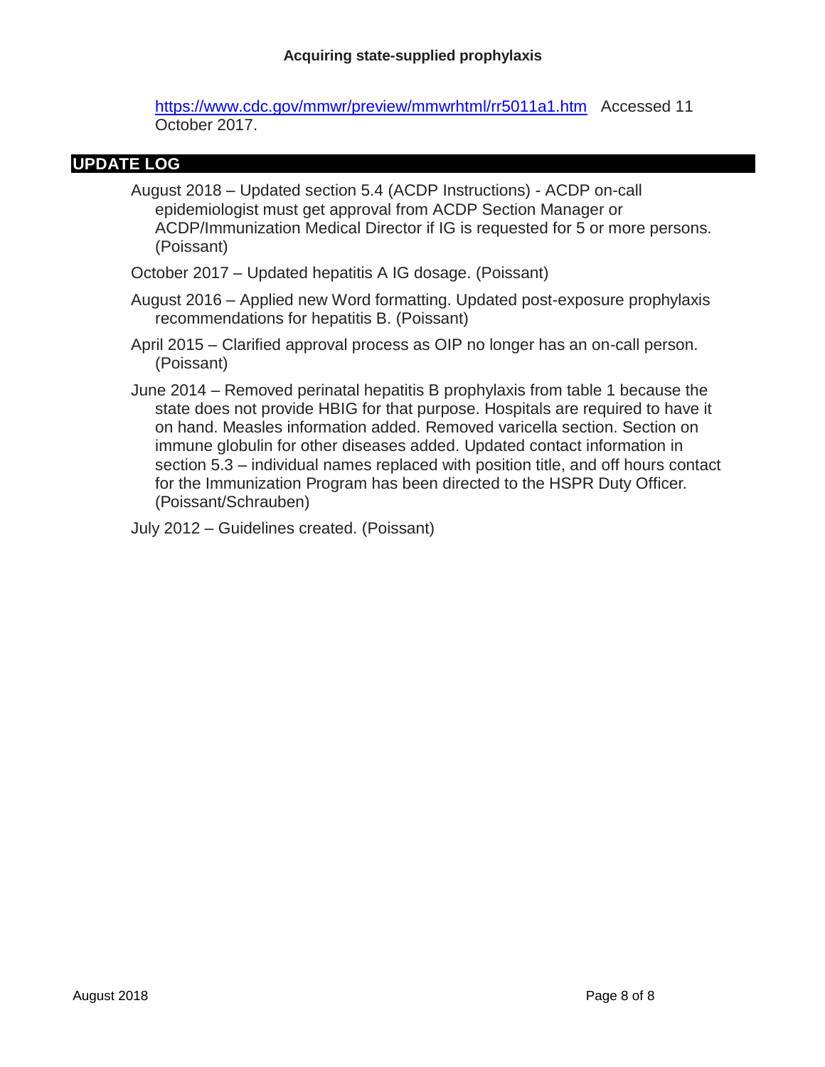https://www.cdc.gov/mmwr/preview/mmwrhtml/rr5011a1.htm Accessed 11 October 2017.

## UPDATE LOG

August 2018 – Updated section 5.4 (ACDP Instructions) - ACDP on-call epidemiologist must get approval from ACDP Section Manager or ACDP/Immunization Medical Director if IG is requested for 5 or more persons. (Poissant)

October 2017 – Updated hepatitis A IG dosage. (Poissant)

August 2016 – Applied new Word formatting. Updated post-exposure prophylaxis recommendations for hepatitis B. (Poissant)

April 2015 – Clarified approval process as OIP no longer has an on-call person. (Poissant)

June 2014 – Removed perinatal hepatitis B prophylaxis from table 1 because the state does not provide HBIG for that purpose. Hospitals are required to have it on hand. Measles information added. Removed varicella section. Section on immune globulin for other diseases added. Updated contact information in section 5.3 – individual names replaced with position title, and off hours contact for the Immunization Program has been directed to the HSPR Duty Officer. (Poissant/Schrauben)

July 2012 – Guidelines created. (Poissant)